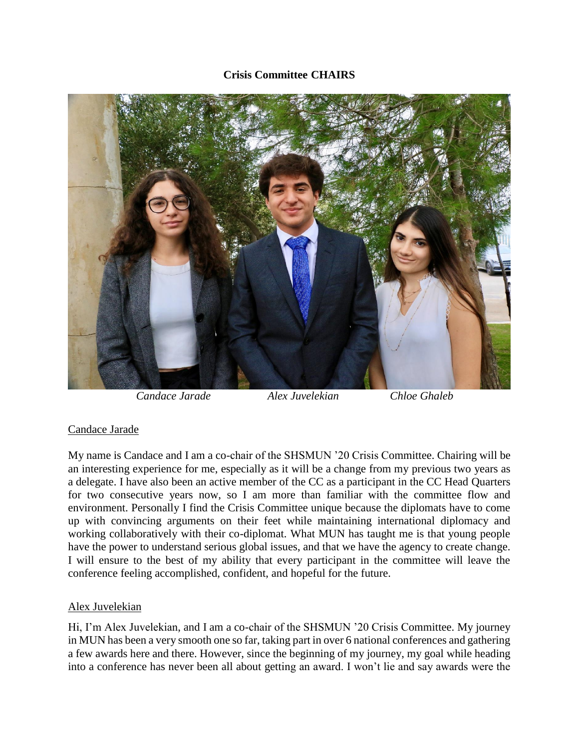**Crisis Committee CHAIRS**

*Candace Jarade* *Alex Juvelekian* *Chloe Ghaleb*

Candace Jarade

My name is Candace and I am a co-chair of the SHSMUN '20 Crisis Committee. Chairing will be an interesting experience for me, especially as it will be a change from my previous two years as a delegate. I have also been an active member of the CC as a participant in the CC Head Quarters for two consecutive years now, so I am more than familiar with the committee flow and environment. Personally I find the Crisis Committee unique because the diplomats have to come up with convincing arguments on their feet while maintaining international diplomacy and working collaboratively with their co-diplomat. What MUN has taught me is that young people have the power to understand serious global issues, and that we have the agency to create change. I will ensure to the best of my ability that every participant in the committee will leave the conference feeling accomplished, confident, and hopeful for the future.

Alex Juvelekian

Hi, I'm Alex Juvelekian, and I am a co-chair of the SHSMUN '20 Crisis Committee. My journey in MUN has been a very smooth one so far, taking part in over 6 national conferences and gathering a few awards here and there. However, since the beginning of my journey, my goal while heading into a conference has never been all about getting an award. I won't lie and say awards were the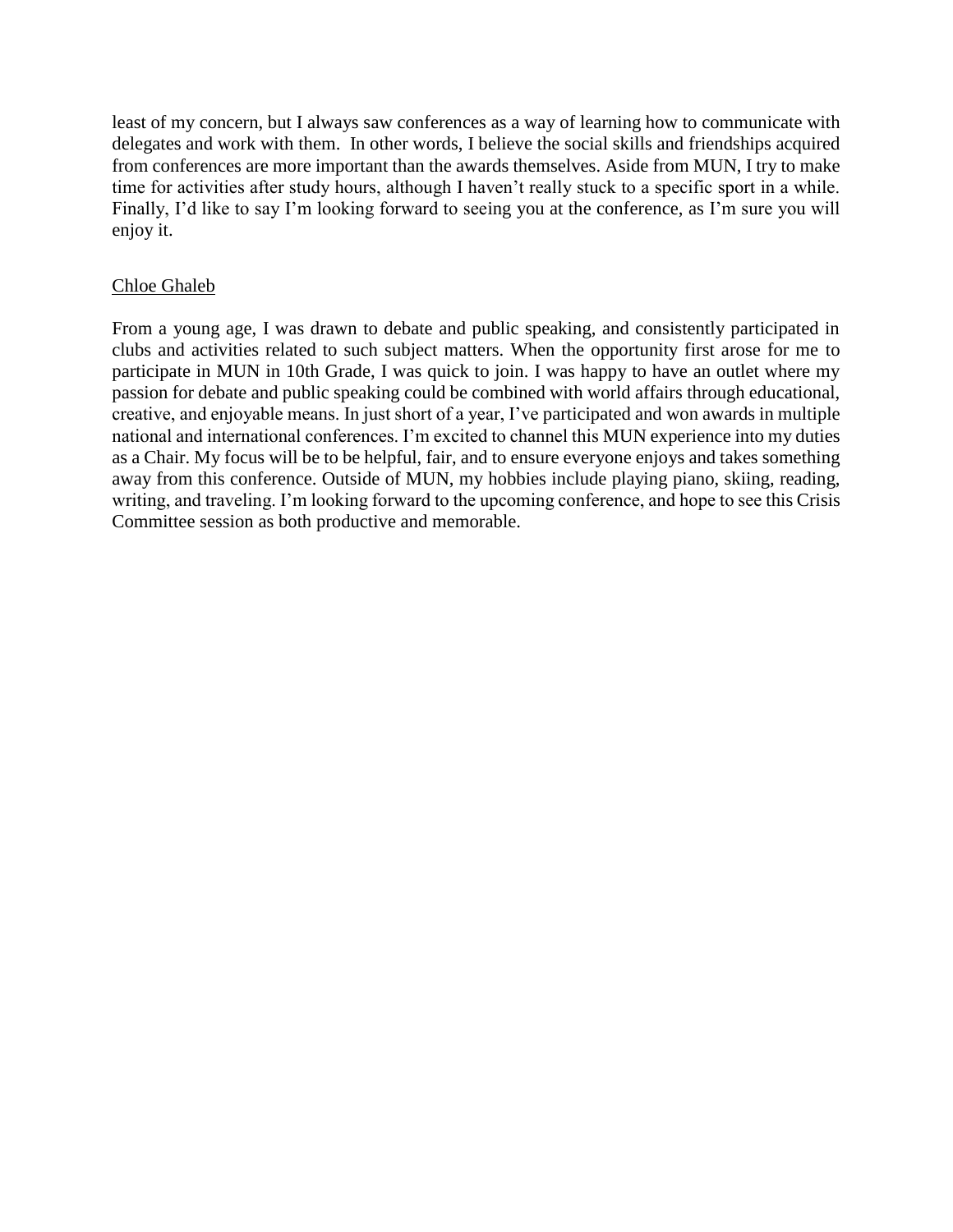least of my concern, but I always saw conferences as a way of learning how to communicate with delegates and work with them. In other words, I believe the social skills and friendships acquired from conferences are more important than the awards themselves. Aside from MUN, I try to make time for activities after study hours, although I haven't really stuck to a specific sport in a while. Finally, I'd like to say I'm looking forward to seeing you at the conference, as I'm sure you will enjoy it.

<u>Chloe Ghaleb</u>

From a young age, I was drawn to debate and public speaking, and consistently participated in clubs and activities related to such subject matters. When the opportunity first arose for me to participate in MUN in 10th Grade, I was quick to join. I was happy to have an outlet where my passion for debate and public speaking could be combined with world affairs through educational, creative, and enjoyable means. In just short of a year, I've participated and won awards in multiple national and international conferences. I'm excited to channel this MUN experience into my duties as a Chair. My focus will be to be helpful, fair, and to ensure everyone enjoys and takes something away from this conference. Outside of MUN, my hobbies include playing piano, skiing, reading, writing, and traveling. I'm looking forward to the upcoming conference, and hope to see this Crisis Committee session as both productive and memorable.